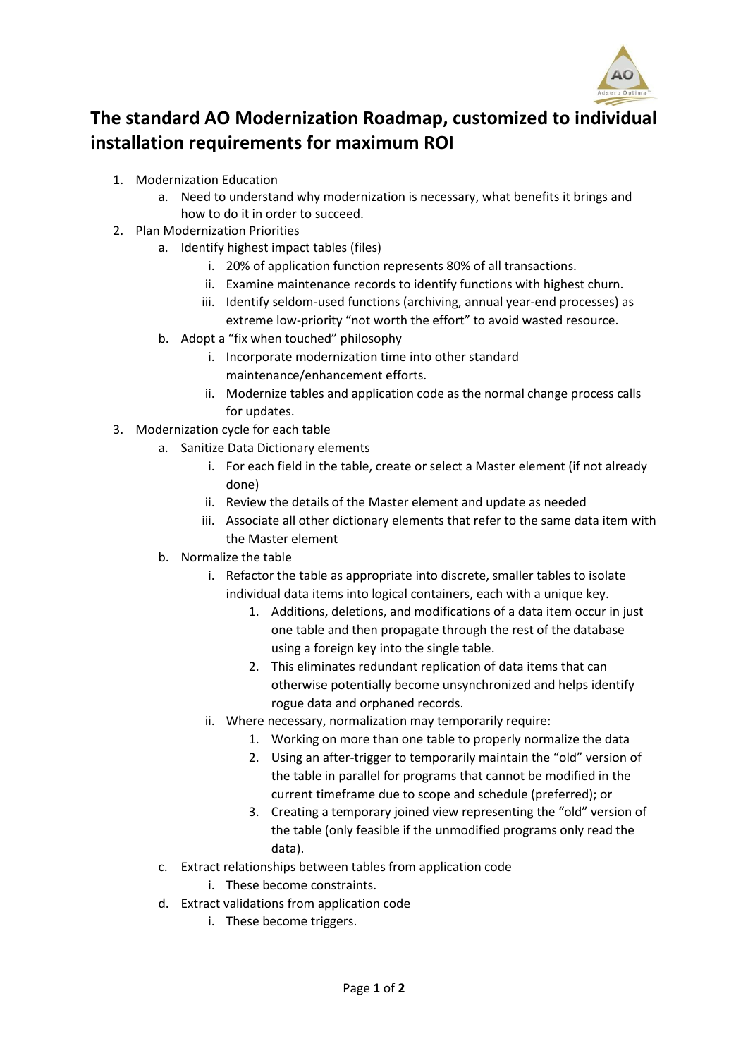# The standard AO Modernization Roadmap, customized to individual installation requirements for maximum ROI

1. Modernization Education
    a. Need to understand why modernization is necessary, what benefits it brings and how to do it in order to succeed.
2. Plan Modernization Priorities
    a. Identify highest impact tables (files)
        i. 20% of application function represents 80% of all transactions.
        ii. Examine maintenance records to identify functions with highest churn.
        iii. Identify seldom-used functions (archiving, annual year-end processes) as extreme low-priority "not worth the effort" to avoid wasted resource.
    b. Adopt a "fix when touched" philosophy
        i. Incorporate modernization time into other standard maintenance/enhancement efforts.
        ii. Modernize tables and application code as the normal change process calls for updates.
3. Modernization cycle for each table
    a. Sanitize Data Dictionary elements
        i. For each field in the table, create or select a Master element (if not already done)
        ii. Review the details of the Master element and update as needed
        iii. Associate all other dictionary elements that refer to the same data item with the Master element
    b. Normalize the table
        i. Refactor the table as appropriate into discrete, smaller tables to isolate individual data items into logical containers, each with a unique key.
            1. Additions, deletions, and modifications of a data item occur in just one table and then propagate through the rest of the database using a foreign key into the single table.
            2. This eliminates redundant replication of data items that can otherwise potentially become unsynchronized and helps identify rogue data and orphaned records.
        ii. Where necessary, normalization may temporarily require:
            1. Working on more than one table to properly normalize the data
            2. Using an after-trigger to temporarily maintain the "old" version of the table in parallel for programs that cannot be modified in the current timeframe due to scope and schedule (preferred); or
            3. Creating a temporary joined view representing the "old" version of the table (only feasible if the unmodified programs only read the data).
    c. Extract relationships between tables from application code
        i. These become constraints.
    d. Extract validations from application code
        i. These become triggers.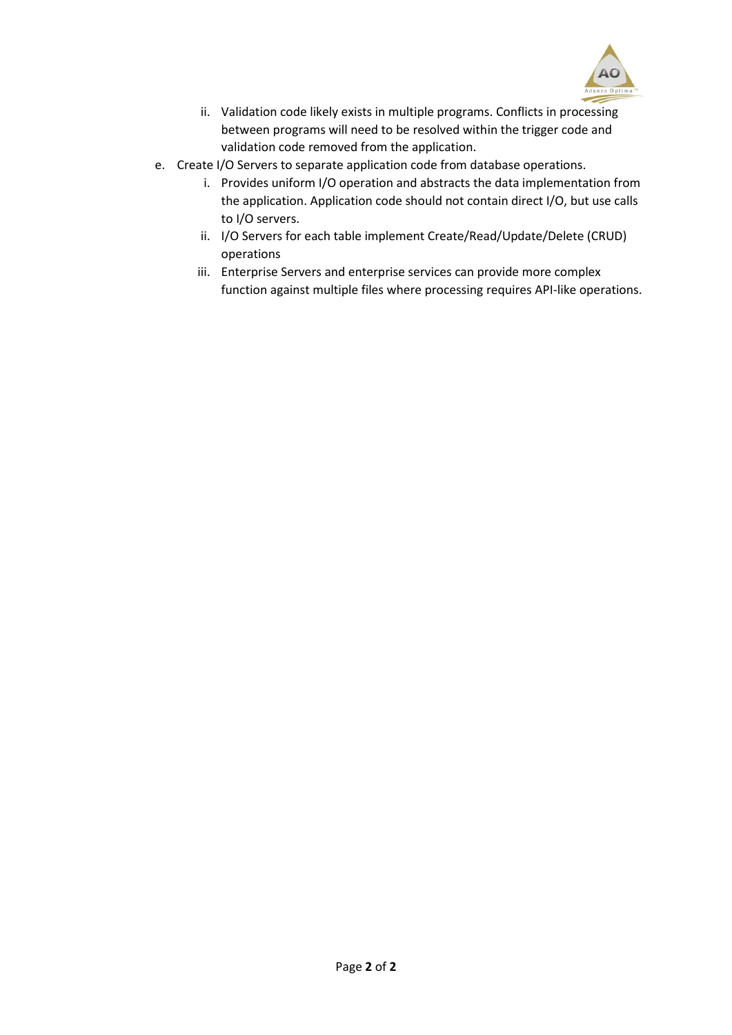ii. Validation code likely exists in multiple programs. Conflicts in processing between programs will need to be resolved within the trigger code and validation code removed from the application.

e. Create I/O Servers to separate application code from database operations.
   i. Provides uniform I/O operation and abstracts the data implementation from the application. Application code should not contain direct I/O, but use calls to I/O servers.
   ii. I/O Servers for each table implement Create/Read/Update/Delete (CRUD) operations
   iii. Enterprise Servers and enterprise services can provide more complex function against multiple files where processing requires API-like operations.